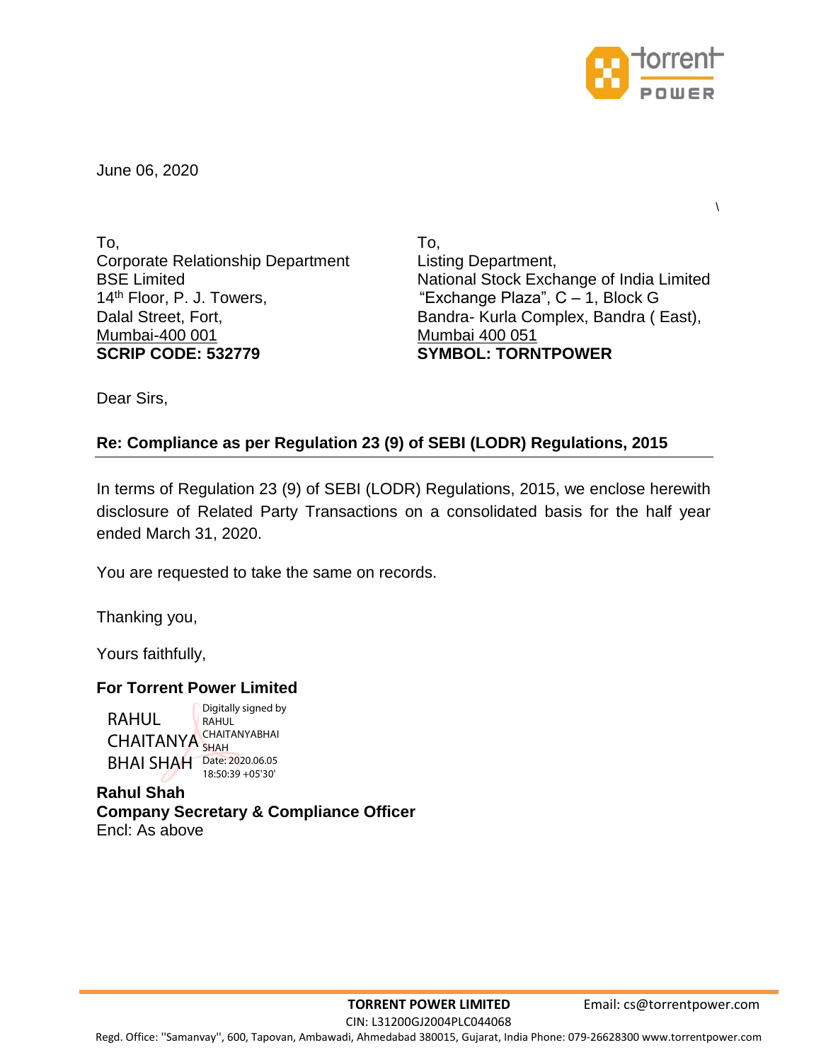June 06, 2020

\

To,
Corporate Relationship Department
BSE Limited
14th Floor, P. J. Towers,
Dalal Street, Fort,
Mumbai-400 001
**SCRIP CODE: 532779**

To,
Listing Department,
National Stock Exchange of India Limited
"Exchange Plaza", C – 1, Block G
Bandra- Kurla Complex, Bandra ( East),
Mumbai 400 051
**SYMBOL: TORNTPOWER**

Dear Sirs,

**Re: Compliance as per Regulation 23 (9) of SEBI (LODR) Regulations, 2015**

In terms of Regulation 23 (9) of SEBI (LODR) Regulations, 2015, we enclose herewith disclosure of Related Party Transactions on a consolidated basis for the half year ended March 31, 2020.

You are requested to take the same on records.

Thanking you,

Yours faithfully,

**For Torrent Power Limited**

RAHUL CHAITANYA BHAI SHAH
Digitally signed by RAHUL CHAITANYABHAI SHAH
Date: 2020.06.05 18:50:39 +05'30'

**Rahul Shah**
**Company Secretary & Compliance Officer**
Encl: As above

**TORRENT POWER LIMITED** Email: cs@torrentpower.com
CIN: L31200GJ2004PLC044068
Regd. Office: ''Samanvay'', 600, Tapovan, Ambawadi, Ahmedabad 380015, Gujarat, India Phone: 079-26628300 www.torrentpower.com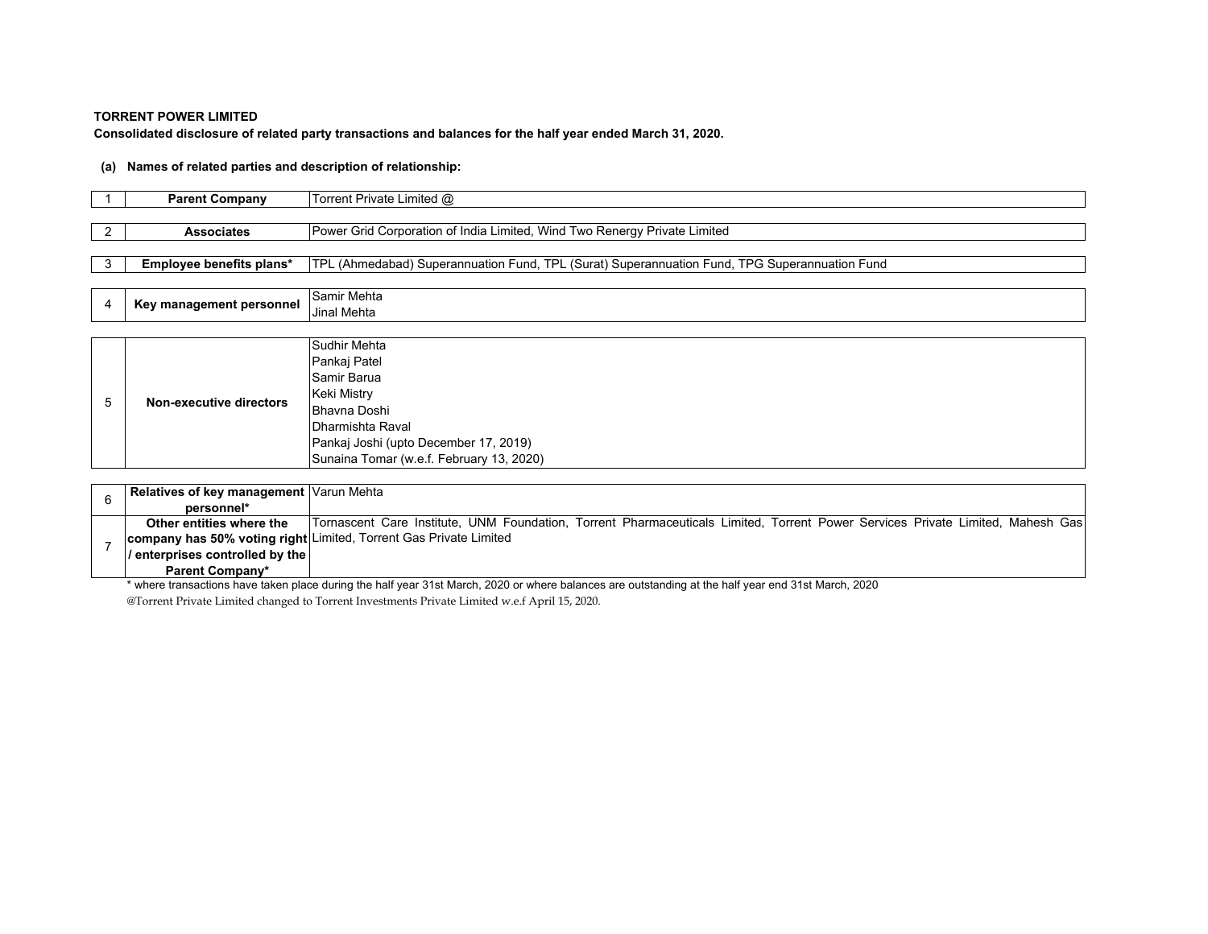**TORRENT POWER LIMITED**

**Consolidated disclosure of related party transactions and balances for the half year ended March 31, 2020.**

**(a) Names of related parties and description of relationship:**

| | | |
|---|---|---|
| 1 | **Parent Company** | Torrent Private Limited @ |
| 2 | **Associates** | Power Grid Corporation of India Limited, Wind Two Renergy Private Limited |
| 3 | **Employee benefits plans*** | TPL (Ahmedabad) Superannuation Fund, TPL (Surat) Superannuation Fund, TPG Superannuation Fund |
| 4 | **Key management personnel** | Samir Mehta<br>Jinal Mehta |
| 5 | **Non-executive directors** | Sudhir Mehta<br>Pankaj Patel<br>Samir Barua<br>Keki Mistry<br>Bhavna Doshi<br>Dharmishta Raval<br>Pankaj Joshi (upto December 17, 2019)<br>Sunaina Tomar (w.e.f. February 13, 2020) |
| 6 | **Relatives of key management personnel*** | Varun Mehta |
| 7 | **Other entities where the company has 50% voting right / enterprises controlled by the Parent Company*** | Tornascent Care Institute, UNM Foundation, Torrent Pharmaceuticals Limited, Torrent Power Services Private Limited, Mahesh Gas Limited, Torrent Gas Private Limited |

* where transactions have taken place during the half year 31st March, 2020 or where balances are outstanding at the half year end 31st March, 2020

@Torrent Private Limited changed to Torrent Investments Private Limited w.e.f April 15, 2020.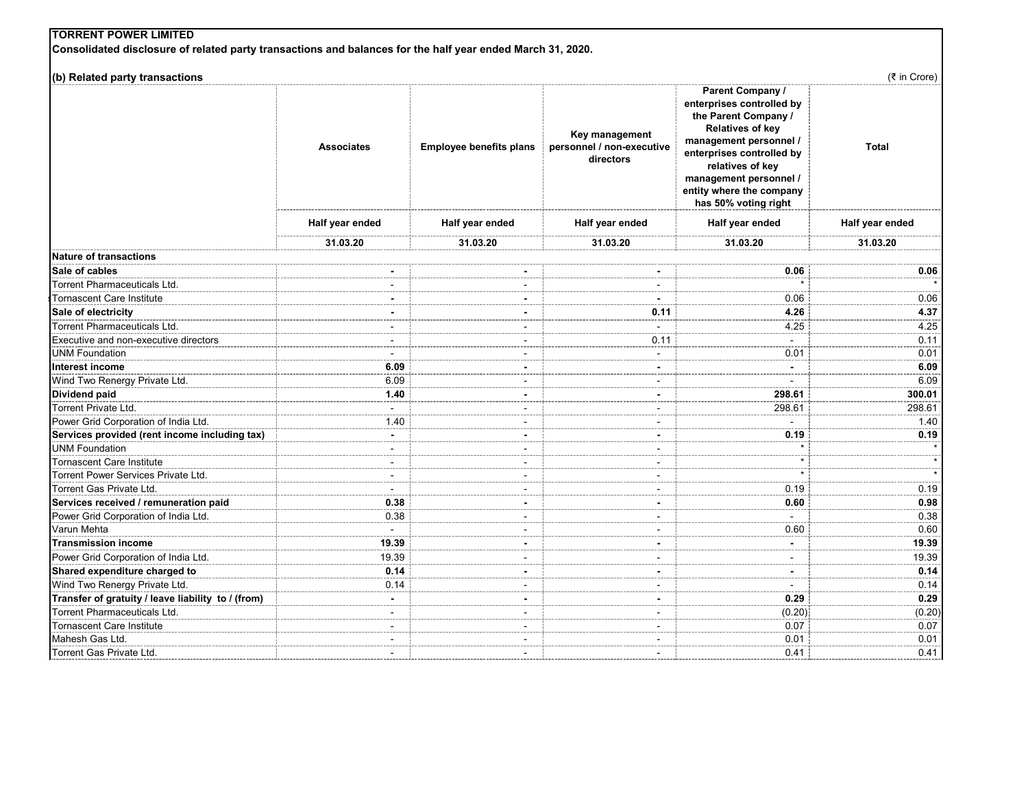**TORRENT POWER LIMITED**

**Consolidated disclosure of related party transactions and balances for the half year ended March 31, 2020.**

**(b) Related party transactions**

(₹ in Crore)

| | Associates | Employee benefits plans | Key management personnel / non-executive directors | Parent Company / enterprises controlled by the Parent Company / Relatives of key management personnel / enterprises controlled by relatives of key management personnel / entity where the company has 50% voting right | Total |
|---|---|---|---|---|---|
| | Half year ended | Half year ended | Half year ended | Half year ended | Half year ended |
| | 31.03.20 | 31.03.20 | 31.03.20 | 31.03.20 | 31.03.20 |
| **Nature of transactions** | | | | | |
| **Sale of cables** | **-** | **-** | **-** | **0.06** | **0.06** |
| Torrent Pharmaceuticals Ltd. | - | - | - | * | * |
| Tornascent Care Institute | - | - | - | 0.06 | 0.06 |
| **Sale of electricity** | **-** | **-** | **0.11** | **4.26** | **4.37** |
| Torrent Pharmaceuticals Ltd. | - | - | - | 4.25 | 4.25 |
| Executive and non-executive directors | - | - | 0.11 | - | 0.11 |
| UNM Foundation | - | - | - | 0.01 | 0.01 |
| **Interest income** | **6.09** | **-** | **-** | **-** | **6.09** |
| Wind Two Renergy Private Ltd. | 6.09 | - | - | - | 6.09 |
| **Dividend paid** | **1.40** | **-** | **-** | **298.61** | **300.01** |
| Torrent Private Ltd. | - | - | - | 298.61 | 298.61 |
| Power Grid Corporation of India Ltd. | 1.40 | - | - | - | 1.40 |
| **Services provided (rent income including tax)** | **-** | **-** | **-** | **0.19** | **0.19** |
| UNM Foundation | - | - | - | * | * |
| Tornascent Care Institute | - | - | - | * | * |
| Torrent Power Services Private Ltd. | - | - | - | * | * |
| Torrent Gas Private Ltd. | - | - | - | 0.19 | 0.19 |
| **Services received / remuneration paid** | **0.38** | **-** | **-** | **0.60** | **0.98** |
| Power Grid Corporation of India Ltd. | 0.38 | - | - | - | 0.38 |
| Varun Mehta | - | - | - | 0.60 | 0.60 |
| **Transmission income** | **19.39** | **-** | **-** | **-** | **19.39** |
| Power Grid Corporation of India Ltd. | 19.39 | - | - | - | 19.39 |
| **Shared expenditure charged to** | **0.14** | **-** | **-** | **-** | **0.14** |
| Wind Two Renergy Private Ltd. | 0.14 | - | - | - | 0.14 |
| **Transfer of gratuity / leave liability to / (from)** | **-** | **-** | **-** | **0.29** | **0.29** |
| Torrent Pharmaceuticals Ltd. | - | - | - | (0.20) | (0.20) |
| Tornascent Care Institute | - | - | - | 0.07 | 0.07 |
| Mahesh Gas Ltd. | - | - | - | 0.01 | 0.01 |
| Torrent Gas Private Ltd. | - | - | - | 0.41 | 0.41 |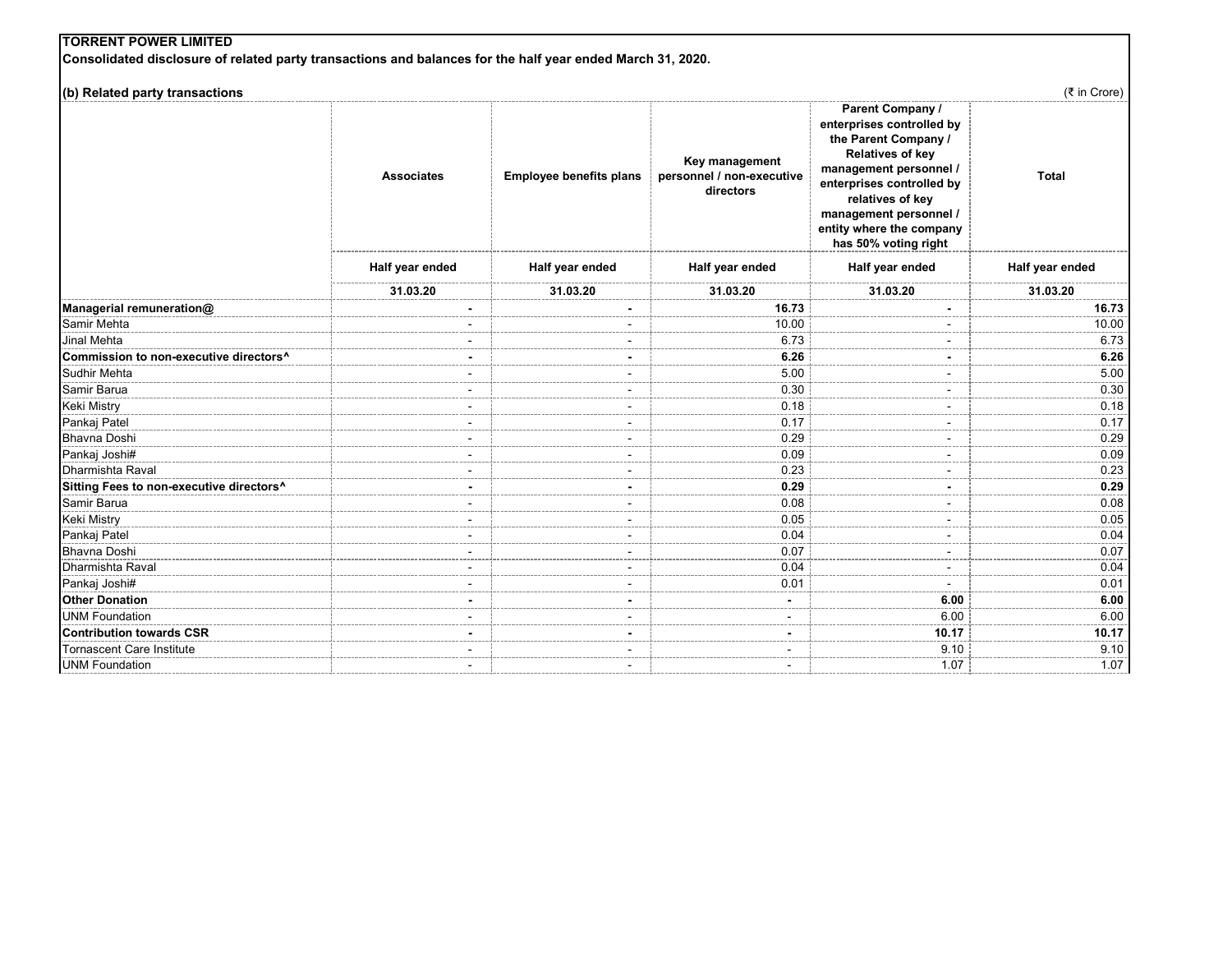**TORRENT POWER LIMITED**

**Consolidated disclosure of related party transactions and balances for the half year ended March 31, 2020.**

**(b) Related party transactions**

(₹ in Crore)

| | Associates | Employee benefits plans | Key management personnel / non-executive directors | Parent Company / enterprises controlled by the Parent Company / Relatives of key management personnel / enterprises controlled by relatives of key management personnel / entity where the company has 50% voting right | Total |
|---|---|---|---|---|---|
| | Half year ended | Half year ended | Half year ended | Half year ended | Half year ended |
| | 31.03.20 | 31.03.20 | 31.03.20 | 31.03.20 | 31.03.20 |
| **Managerial remuneration@** | **-** | **-** | **16.73** | **-** | **16.73** |
| Samir Mehta | - | - | 10.00 | - | 10.00 |
| Jinal Mehta | - | - | 6.73 | - | 6.73 |
| **Commission to non-executive directors^** | **-** | **-** | **6.26** | **-** | **6.26** |
| Sudhir Mehta | - | - | 5.00 | - | 5.00 |
| Samir Barua | - | - | 0.30 | - | 0.30 |
| Keki Mistry | - | - | 0.18 | - | 0.18 |
| Pankaj Patel | - | - | 0.17 | - | 0.17 |
| Bhavna Doshi | - | - | 0.29 | - | 0.29 |
| Pankaj Joshi# | - | - | 0.09 | - | 0.09 |
| Dharmishta Raval | - | - | 0.23 | - | 0.23 |
| **Sitting Fees to non-executive directors^** | **-** | **-** | **0.29** | **-** | **0.29** |
| Samir Barua | - | - | 0.08 | - | 0.08 |
| Keki Mistry | - | - | 0.05 | - | 0.05 |
| Pankaj Patel | - | - | 0.04 | - | 0.04 |
| Bhavna Doshi | - | - | 0.07 | - | 0.07 |
| Dharmishta Raval | - | - | 0.04 | - | 0.04 |
| Pankaj Joshi# | - | - | 0.01 | - | 0.01 |
| **Other Donation** | **-** | **-** | **-** | **6.00** | **6.00** |
| UNM Foundation | - | - | - | 6.00 | 6.00 |
| **Contribution towards CSR** | **-** | **-** | **-** | **10.17** | **10.17** |
| Tornascent Care Institute | - | - | - | 9.10 | 9.10 |
| UNM Foundation | - | - | - | 1.07 | 1.07 |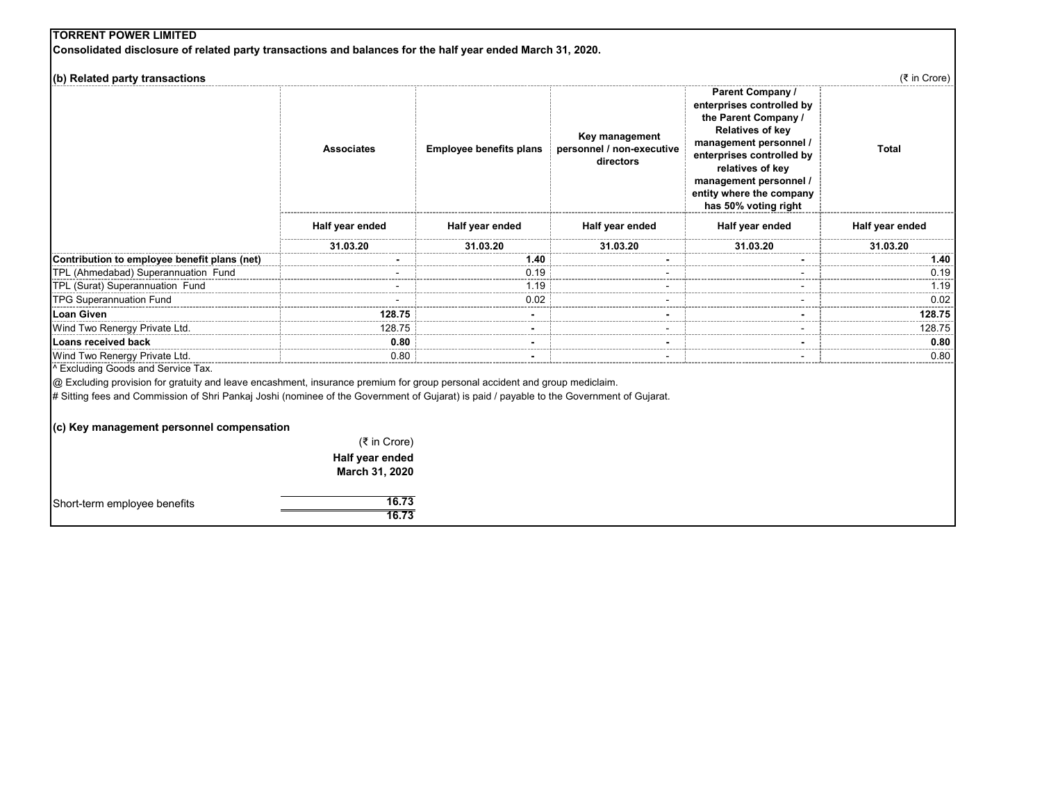**TORRENT POWER LIMITED**

**Consolidated disclosure of related party transactions and balances for the half year ended March 31, 2020.**

**(b) Related party transactions**

(₹ in Crore)

| | Associates | Employee benefits plans | Key management personnel / non-executive directors | Parent Company / enterprises controlled by the Parent Company / Relatives of key management personnel / enterprises controlled by relatives of key management personnel / entity where the company has 50% voting right | Total |
|---|---|---|---|---|---|
| | Half year ended | Half year ended | Half year ended | Half year ended | Half year ended |
| | 31.03.20 | 31.03.20 | 31.03.20 | 31.03.20 | 31.03.20 |
| **Contribution to employee benefit plans (net)** | **-** | **1.40** | **-** | **-** | **1.40** |
| TPL (Ahmedabad) Superannuation Fund | - | 0.19 | - | - | 0.19 |
| TPL (Surat) Superannuation Fund | - | 1.19 | - | - | 1.19 |
| TPG Superannuation Fund | - | 0.02 | - | - | 0.02 |
| **Loan Given** | **128.75** | **-** | **-** | **-** | **128.75** |
| Wind Two Renergy Private Ltd. | 128.75 | - | - | - | 128.75 |
| **Loans received back** | **0.80** | **-** | **-** | **-** | **0.80** |
| Wind Two Renergy Private Ltd. | 0.80 | - | - | - | 0.80 |

^ Excluding Goods and Service Tax.

@ Excluding provision for gratuity and leave encashment, insurance premium for group personal accident and group mediclaim.

# Sitting fees and Commission of Shri Pankaj Joshi (nominee of the Government of Gujarat) is paid / payable to the Government of Gujarat.

**(c) Key management personnel compensation**

| | (₹ in Crore) |
|---|---|
| | **Half year ended March 31, 2020** |
| Short-term employee benefits | 16.73 |
| | **16.73** |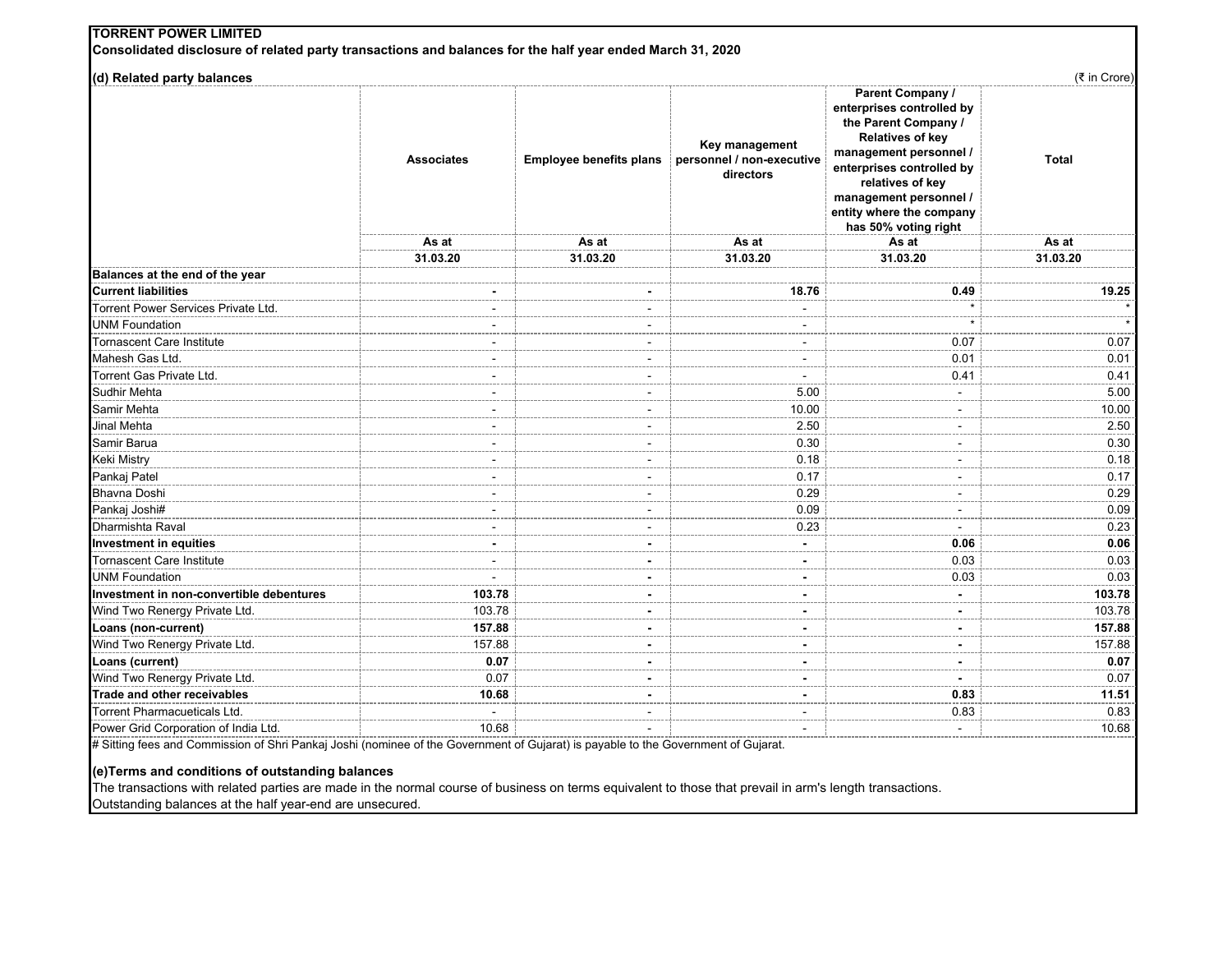**TORRENT POWER LIMITED**

**Consolidated disclosure of related party transactions and balances for the half year ended March 31, 2020**

**(d) Related party balances**

(₹ in Crore)

| | Associates | Employee benefits plans | Key management personnel / non-executive directors | Parent Company / enterprises controlled by the Parent Company / Relatives of key management personnel / enterprises controlled by relatives of key management personnel / entity where the company has 50% voting right | Total |
|---|---|---|---|---|---|
| | As at | As at | As at | As at | As at |
| | 31.03.20 | 31.03.20 | 31.03.20 | 31.03.20 | 31.03.20 |
| **Balances at the end of the year** | | | | | |
| **Current liabilities** | **-** | **-** | **18.76** | **0.49** | **19.25** |
| Torrent Power Services Private Ltd. | - | - | - | * | * |
| UNM Foundation | - | - | - | * | * |
| Tornascent Care Institute | - | - | - | 0.07 | 0.07 |
| Mahesh Gas Ltd. | - | - | - | 0.01 | 0.01 |
| Torrent Gas Private Ltd. | - | - | - | 0.41 | 0.41 |
| Sudhir Mehta | - | - | 5.00 | - | 5.00 |
| Samir Mehta | - | - | 10.00 | - | 10.00 |
| Jinal Mehta | - | - | 2.50 | - | 2.50 |
| Samir Barua | - | - | 0.30 | - | 0.30 |
| Keki Mistry | - | - | 0.18 | - | 0.18 |
| Pankaj Patel | - | - | 0.17 | - | 0.17 |
| Bhavna Doshi | - | - | 0.29 | - | 0.29 |
| Pankaj Joshi# | - | - | 0.09 | - | 0.09 |
| Dharmishta Raval | - | - | 0.23 | - | 0.23 |
| **Investment in equities** | **-** | **-** | **-** | **0.06** | **0.06** |
| Tornascent Care Institute | - | - | - | 0.03 | 0.03 |
| UNM Foundation | - | - | - | 0.03 | 0.03 |
| **Investment in non-convertible debentures** | **103.78** | **-** | **-** | **-** | **103.78** |
| Wind Two Renergy Private Ltd. | 103.78 | - | - | - | 103.78 |
| **Loans (non-current)** | **157.88** | **-** | **-** | **-** | **157.88** |
| Wind Two Renergy Private Ltd. | 157.88 | - | - | - | 157.88 |
| **Loans (current)** | **0.07** | **-** | **-** | **-** | **0.07** |
| Wind Two Renergy Private Ltd. | 0.07 | - | - | - | 0.07 |
| **Trade and other receivables** | **10.68** | **-** | **-** | **0.83** | **11.51** |
| Torrent Pharmacueticals Ltd. | - | - | - | 0.83 | 0.83 |
| Power Grid Corporation of India Ltd. | 10.68 | - | - | - | 10.68 |

# Sitting fees and Commission of Shri Pankaj Joshi (nominee of the Government of Gujarat) is payable to the Government of Gujarat.

**(e)Terms and conditions of outstanding balances**

The transactions with related parties are made in the normal course of business on terms equivalent to those that prevail in arm's length transactions.
Outstanding balances at the half year-end are unsecured.